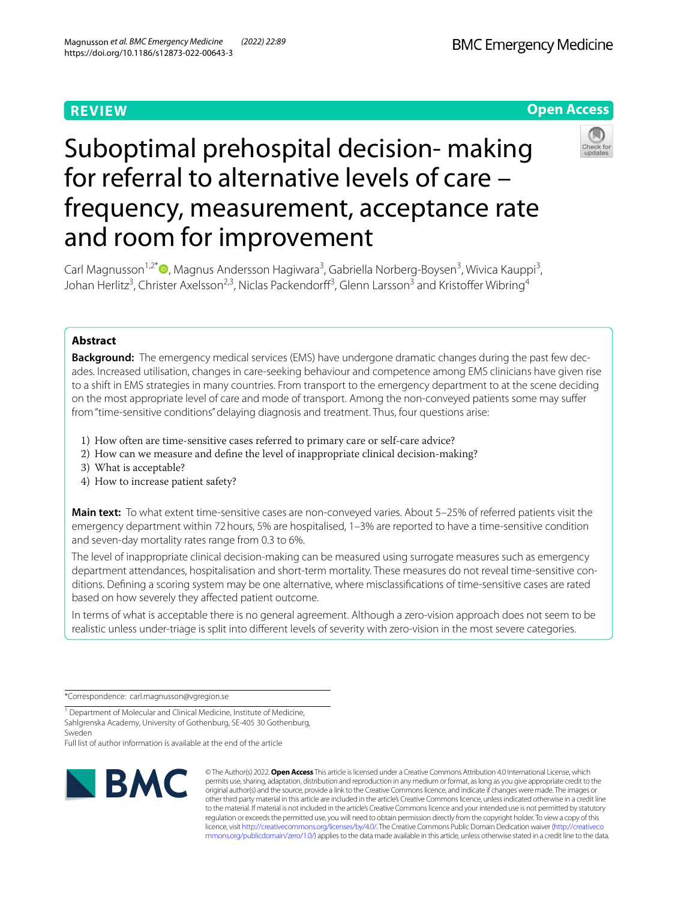REVIEW

Open Access

# Suboptimal prehospital decision- making for referral to alternative levels of care – frequency, measurement, acceptance rate and room for improvement

Carl Magnusson[1,2*], Magnus Andersson Hagiwara[3], Gabriella Norberg-Boysen[3], Wivica Kauppi[3], Johan Herlitz[3], Christer Axelsson[2,3], Niclas Packendorff[3], Glenn Larsson[3] and Kristoffer Wibring[4]

## Abstract

**Background:** The emergency medical services (EMS) have undergone dramatic changes during the past few decades. Increased utilisation, changes in care-seeking behaviour and competence among EMS clinicians have given rise to a shift in EMS strategies in many countries. From transport to the emergency department to at the scene deciding on the most appropriate level of care and mode of transport. Among the non-conveyed patients some may suffer from "time-sensitive conditions" delaying diagnosis and treatment. Thus, four questions arise:

1) How often are time-sensitive cases referred to primary care or self-care advice?
2) How can we measure and define the level of inappropriate clinical decision-making?
3) What is acceptable?
4) How to increase patient safety?

**Main text:** To what extent time-sensitive cases are non-conveyed varies. About 5–25% of referred patients visit the emergency department within 72 hours, 5% are hospitalised, 1–3% are reported to have a time-sensitive condition and seven-day mortality rates range from 0.3 to 6%.

The level of inappropriate clinical decision-making can be measured using surrogate measures such as emergency department attendances, hospitalisation and short-term mortality. These measures do not reveal time-sensitive conditions. Defining a scoring system may be one alternative, where misclassifications of time-sensitive cases are rated based on how severely they affected patient outcome.

In terms of what is acceptable there is no general agreement. Although a zero-vision approach does not seem to be realistic unless under-triage is split into different levels of severity with zero-vision in the most severe categories.

*Correspondence: carl.magnusson@vgregion.se

[1] Department of Molecular and Clinical Medicine, Institute of Medicine, Sahlgrenska Academy, University of Gothenburg, SE-405 30 Gothenburg, Sweden

Full list of author information is available at the end of the article

© The Author(s) 2022. **Open Access** This article is licensed under a Creative Commons Attribution 4.0 International License, which permits use, sharing, adaptation, distribution and reproduction in any medium or format, as long as you give appropriate credit to the original author(s) and the source, provide a link to the Creative Commons licence, and indicate if changes were made. The images or other third party material in this article are included in the article's Creative Commons licence, unless indicated otherwise in a credit line to the material. If material is not included in the article's Creative Commons licence and your intended use is not permitted by statutory regulation or exceeds the permitted use, you will need to obtain permission directly from the copyright holder. To view a copy of this licence, visit http://creativecommons.org/licenses/by/4.0/. The Creative Commons Public Domain Dedication waiver (http://creativecommons.org/publicdomain/zero/1.0/) applies to the data made available in this article, unless otherwise stated in a credit line to the data.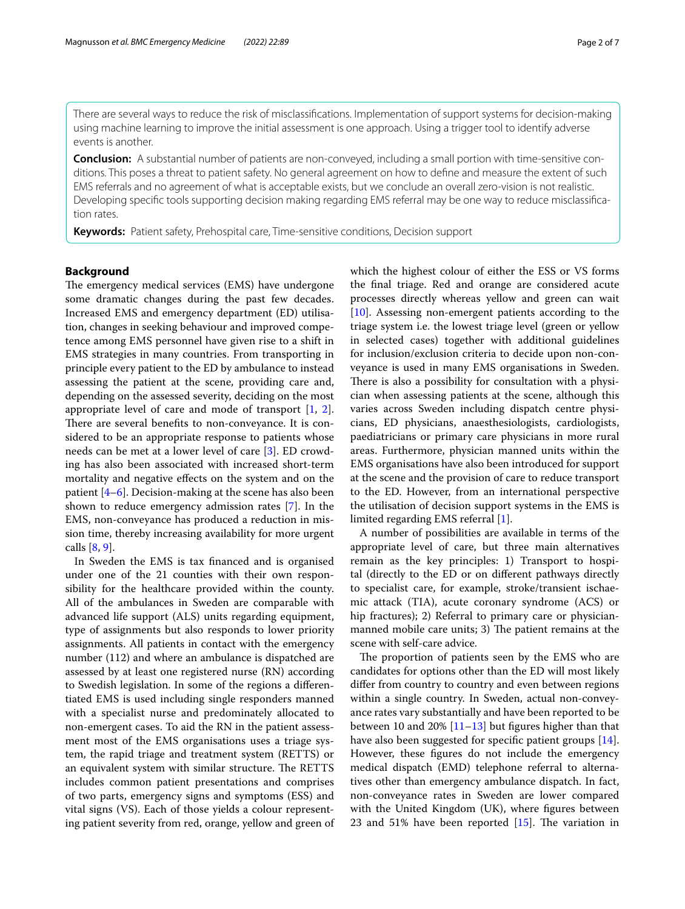There are several ways to reduce the risk of misclassifications. Implementation of support systems for decision-making using machine learning to improve the initial assessment is one approach. Using a trigger tool to identify adverse events is another.

**Conclusion:** A substantial number of patients are non-conveyed, including a small portion with time-sensitive conditions. This poses a threat to patient safety. No general agreement on how to define and measure the extent of such EMS referrals and no agreement of what is acceptable exists, but we conclude an overall zero-vision is not realistic. Developing specific tools supporting decision making regarding EMS referral may be one way to reduce misclassification rates.

**Keywords:** Patient safety, Prehospital care, Time-sensitive conditions, Decision support

## Background

The emergency medical services (EMS) have undergone some dramatic changes during the past few decades. Increased EMS and emergency department (ED) utilisation, changes in seeking behaviour and improved competence among EMS personnel have given rise to a shift in EMS strategies in many countries. From transporting in principle every patient to the ED by ambulance to instead assessing the patient at the scene, providing care and, depending on the assessed severity, deciding on the most appropriate level of care and mode of transport [1, 2]. There are several benefits to non-conveyance. It is considered to be an appropriate response to patients whose needs can be met at a lower level of care [3]. ED crowding has also been associated with increased short-term mortality and negative effects on the system and on the patient [4–6]. Decision-making at the scene has also been shown to reduce emergency admission rates [7]. In the EMS, non-conveyance has produced a reduction in mission time, thereby increasing availability for more urgent calls [8, 9].

In Sweden the EMS is tax financed and is organised under one of the 21 counties with their own responsibility for the healthcare provided within the county. All of the ambulances in Sweden are comparable with advanced life support (ALS) units regarding equipment, type of assignments but also responds to lower priority assignments. All patients in contact with the emergency number (112) and where an ambulance is dispatched are assessed by at least one registered nurse (RN) according to Swedish legislation. In some of the regions a differentiated EMS is used including single responders manned with a specialist nurse and predominately allocated to non-emergent cases. To aid the RN in the patient assessment most of the EMS organisations uses a triage system, the rapid triage and treatment system (RETTS) or an equivalent system with similar structure. The RETTS includes common patient presentations and comprises of two parts, emergency signs and symptoms (ESS) and vital signs (VS). Each of those yields a colour representing patient severity from red, orange, yellow and green of which the highest colour of either the ESS or VS forms the final triage. Red and orange are considered acute processes directly whereas yellow and green can wait [10]. Assessing non-emergent patients according to the triage system i.e. the lowest triage level (green or yellow in selected cases) together with additional guidelines for inclusion/exclusion criteria to decide upon non-conveyance is used in many EMS organisations in Sweden. There is also a possibility for consultation with a physician when assessing patients at the scene, although this varies across Sweden including dispatch centre physicians, ED physicians, anaesthesiologists, cardiologists, paediatricians or primary care physicians in more rural areas. Furthermore, physician manned units within the EMS organisations have also been introduced for support at the scene and the provision of care to reduce transport to the ED. However, from an international perspective the utilisation of decision support systems in the EMS is limited regarding EMS referral [1].

A number of possibilities are available in terms of the appropriate level of care, but three main alternatives remain as the key principles: 1) Transport to hospital (directly to the ED or on different pathways directly to specialist care, for example, stroke/transient ischaemic attack (TIA), acute coronary syndrome (ACS) or hip fractures); 2) Referral to primary care or physician-manned mobile care units; 3) The patient remains at the scene with self-care advice.

The proportion of patients seen by the EMS who are candidates for options other than the ED will most likely differ from country to country and even between regions within a single country. In Sweden, actual non-conveyance rates vary substantially and have been reported to be between 10 and 20% [11–13] but figures higher than that have also been suggested for specific patient groups [14]. However, these figures do not include the emergency medical dispatch (EMD) telephone referral to alternatives other than emergency ambulance dispatch. In fact, non-conveyance rates in Sweden are lower compared with the United Kingdom (UK), where figures between 23 and 51% have been reported [15]. The variation in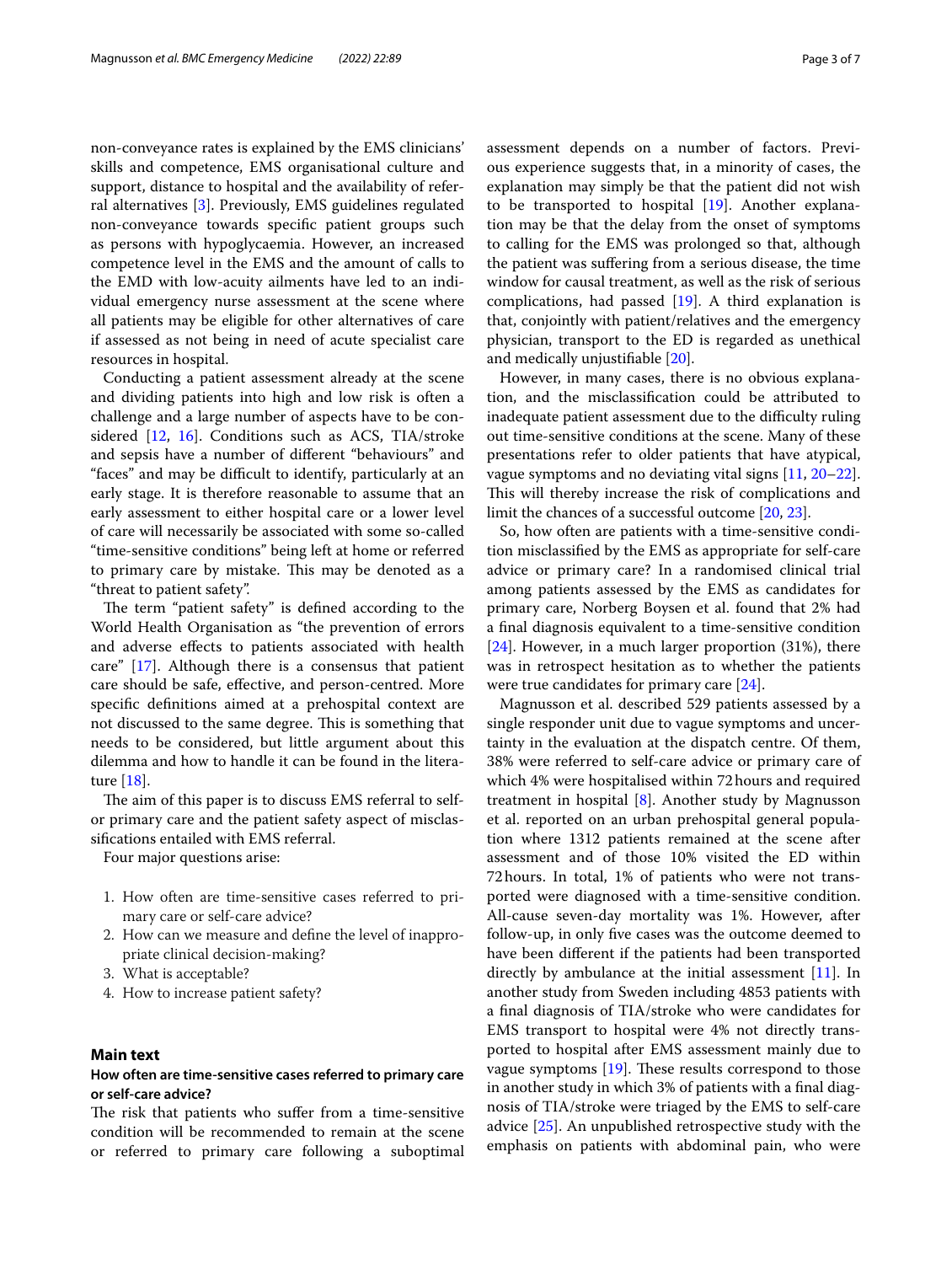non-conveyance rates is explained by the EMS clinicians' skills and competence, EMS organisational culture and support, distance to hospital and the availability of referral alternatives [3]. Previously, EMS guidelines regulated non-conveyance towards specific patient groups such as persons with hypoglycaemia. However, an increased competence level in the EMS and the amount of calls to the EMD with low-acuity ailments have led to an individual emergency nurse assessment at the scene where all patients may be eligible for other alternatives of care if assessed as not being in need of acute specialist care resources in hospital.

Conducting a patient assessment already at the scene and dividing patients into high and low risk is often a challenge and a large number of aspects have to be considered [12, 16]. Conditions such as ACS, TIA/stroke and sepsis have a number of different "behaviours" and "faces" and may be difficult to identify, particularly at an early stage. It is therefore reasonable to assume that an early assessment to either hospital care or a lower level of care will necessarily be associated with some so-called "time-sensitive conditions" being left at home or referred to primary care by mistake. This may be denoted as a "threat to patient safety".

The term "patient safety" is defined according to the World Health Organisation as "the prevention of errors and adverse effects to patients associated with health care" [17]. Although there is a consensus that patient care should be safe, effective, and person-centred. More specific definitions aimed at a prehospital context are not discussed to the same degree. This is something that needs to be considered, but little argument about this dilemma and how to handle it can be found in the literature [18].

The aim of this paper is to discuss EMS referral to self- or primary care and the patient safety aspect of misclassifications entailed with EMS referral.

Four major questions arise:

1. How often are time-sensitive cases referred to primary care or self-care advice?
2. How can we measure and define the level of inappropriate clinical decision-making?
3. What is acceptable?
4. How to increase patient safety?

## Main text

### How often are time-sensitive cases referred to primary care or self-care advice?

The risk that patients who suffer from a time-sensitive condition will be recommended to remain at the scene or referred to primary care following a suboptimal assessment depends on a number of factors. Previous experience suggests that, in a minority of cases, the explanation may simply be that the patient did not wish to be transported to hospital [19]. Another explanation may be that the delay from the onset of symptoms to calling for the EMS was prolonged so that, although the patient was suffering from a serious disease, the time window for causal treatment, as well as the risk of serious complications, had passed [19]. A third explanation is that, conjointly with patient/relatives and the emergency physician, transport to the ED is regarded as unethical and medically unjustifiable [20].

However, in many cases, there is no obvious explanation, and the misclassification could be attributed to inadequate patient assessment due to the difficulty ruling out time-sensitive conditions at the scene. Many of these presentations refer to older patients that have atypical, vague symptoms and no deviating vital signs [11, 20–22]. This will thereby increase the risk of complications and limit the chances of a successful outcome [20, 23].

So, how often are patients with a time-sensitive condition misclassified by the EMS as appropriate for self-care advice or primary care? In a randomised clinical trial among patients assessed by the EMS as candidates for primary care, Norberg Boysen et al. found that 2% had a final diagnosis equivalent to a time-sensitive condition [24]. However, in a much larger proportion (31%), there was in retrospect hesitation as to whether the patients were true candidates for primary care [24].

Magnusson et al. described 529 patients assessed by a single responder unit due to vague symptoms and uncertainty in the evaluation at the dispatch centre. Of them, 38% were referred to self-care advice or primary care of which 4% were hospitalised within 72 hours and required treatment in hospital [8]. Another study by Magnusson et al. reported on an urban prehospital general population where 1312 patients remained at the scene after assessment and of those 10% visited the ED within 72 hours. In total, 1% of patients who were not transported were diagnosed with a time-sensitive condition. All-cause seven-day mortality was 1%. However, after follow-up, in only five cases was the outcome deemed to have been different if the patients had been transported directly by ambulance at the initial assessment [11]. In another study from Sweden including 4853 patients with a final diagnosis of TIA/stroke who were candidates for EMS transport to hospital were 4% not directly transported to hospital after EMS assessment mainly due to vague symptoms [19]. These results correspond to those in another study in which 3% of patients with a final diagnosis of TIA/stroke were triaged by the EMS to self-care advice [25]. An unpublished retrospective study with the emphasis on patients with abdominal pain, who were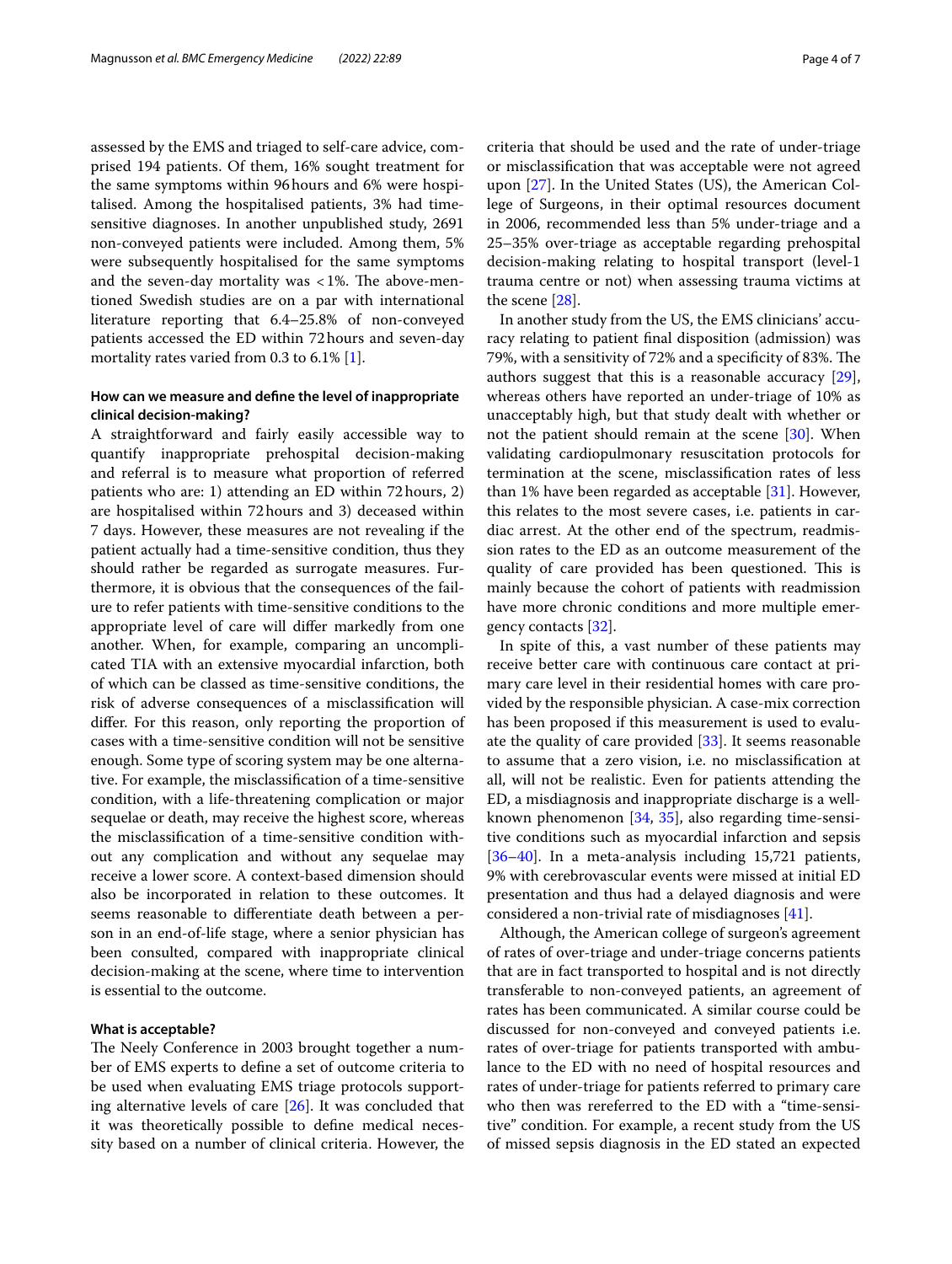assessed by the EMS and triaged to self-care advice, comprised 194 patients. Of them, 16% sought treatment for the same symptoms within 96 hours and 6% were hospitalised. Among the hospitalised patients, 3% had time-sensitive diagnoses. In another unpublished study, 2691 non-conveyed patients were included. Among them, 5% were subsequently hospitalised for the same symptoms and the seven-day mortality was <1%. The above-mentioned Swedish studies are on a par with international literature reporting that 6.4–25.8% of non-conveyed patients accessed the ED within 72 hours and seven-day mortality rates varied from 0.3 to 6.1% [1].

### How can we measure and define the level of inappropriate clinical decision-making?

A straightforward and fairly easily accessible way to quantify inappropriate prehospital decision-making and referral is to measure what proportion of referred patients who are: 1) attending an ED within 72 hours, 2) are hospitalised within 72 hours and 3) deceased within 7 days. However, these measures are not revealing if the patient actually had a time-sensitive condition, thus they should rather be regarded as surrogate measures. Furthermore, it is obvious that the consequences of the failure to refer patients with time-sensitive conditions to the appropriate level of care will differ markedly from one another. When, for example, comparing an uncomplicated TIA with an extensive myocardial infarction, both of which can be classed as time-sensitive conditions, the risk of adverse consequences of a misclassification will differ. For this reason, only reporting the proportion of cases with a time-sensitive condition will not be sensitive enough. Some type of scoring system may be one alternative. For example, the misclassification of a time-sensitive condition, with a life-threatening complication or major sequelae or death, may receive the highest score, whereas the misclassification of a time-sensitive condition without any complication and without any sequelae may receive a lower score. A context-based dimension should also be incorporated in relation to these outcomes. It seems reasonable to differentiate death between a person in an end-of-life stage, where a senior physician has been consulted, compared with inappropriate clinical decision-making at the scene, where time to intervention is essential to the outcome.

### What is acceptable?

The Neely Conference in 2003 brought together a number of EMS experts to define a set of outcome criteria to be used when evaluating EMS triage protocols supporting alternative levels of care [26]. It was concluded that it was theoretically possible to define medical necessity based on a number of clinical criteria. However, the criteria that should be used and the rate of under-triage or misclassification that was acceptable were not agreed upon [27]. In the United States (US), the American College of Surgeons, in their optimal resources document in 2006, recommended less than 5% under-triage and a 25–35% over-triage as acceptable regarding prehospital decision-making relating to hospital transport (level-1 trauma centre or not) when assessing trauma victims at the scene [28].

In another study from the US, the EMS clinicians' accuracy relating to patient final disposition (admission) was 79%, with a sensitivity of 72% and a specificity of 83%. The authors suggest that this is a reasonable accuracy [29], whereas others have reported an under-triage of 10% as unacceptably high, but that study dealt with whether or not the patient should remain at the scene [30]. When validating cardiopulmonary resuscitation protocols for termination at the scene, misclassification rates of less than 1% have been regarded as acceptable [31]. However, this relates to the most severe cases, i.e. patients in cardiac arrest. At the other end of the spectrum, readmission rates to the ED as an outcome measurement of the quality of care provided has been questioned. This is mainly because the cohort of patients with readmission have more chronic conditions and more multiple emergency contacts [32].

In spite of this, a vast number of these patients may receive better care with continuous care contact at primary care level in their residential homes with care provided by the responsible physician. A case-mix correction has been proposed if this measurement is used to evaluate the quality of care provided [33]. It seems reasonable to assume that a zero vision, i.e. no misclassification at all, will not be realistic. Even for patients attending the ED, a misdiagnosis and inappropriate discharge is a well-known phenomenon [34, 35], also regarding time-sensitive conditions such as myocardial infarction and sepsis [36–40]. In a meta-analysis including 15,721 patients, 9% with cerebrovascular events were missed at initial ED presentation and thus had a delayed diagnosis and were considered a non-trivial rate of misdiagnoses [41].

Although, the American college of surgeon's agreement of rates of over-triage and under-triage concerns patients that are in fact transported to hospital and is not directly transferable to non-conveyed patients, an agreement of rates has been communicated. A similar course could be discussed for non-conveyed and conveyed patients i.e. rates of over-triage for patients transported with ambulance to the ED with no need of hospital resources and rates of under-triage for patients referred to primary care who then was rereferred to the ED with a "time-sensitive" condition. For example, a recent study from the US of missed sepsis diagnosis in the ED stated an expected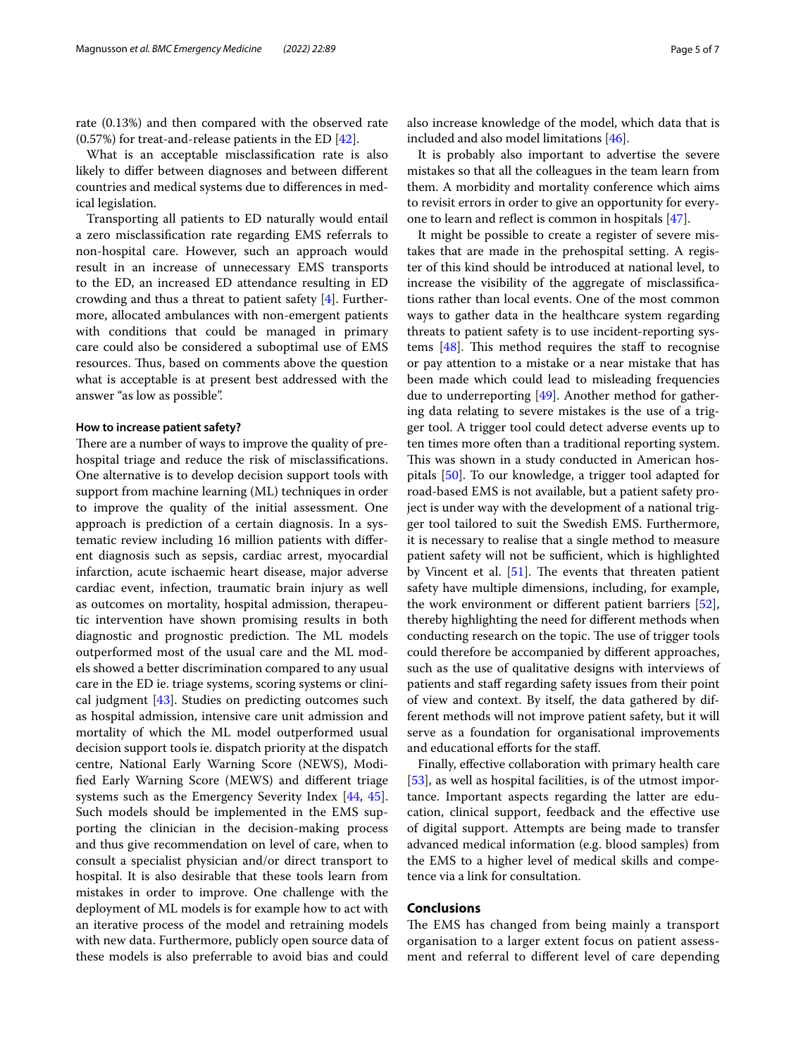rate (0.13%) and then compared with the observed rate (0.57%) for treat-and-release patients in the ED [42].

What is an acceptable misclassification rate is also likely to differ between diagnoses and between different countries and medical systems due to differences in medical legislation.

Transporting all patients to ED naturally would entail a zero misclassification rate regarding EMS referrals to non-hospital care. However, such an approach would result in an increase of unnecessary EMS transports to the ED, an increased ED attendance resulting in ED crowding and thus a threat to patient safety [4]. Furthermore, allocated ambulances with non-emergent patients with conditions that could be managed in primary care could also be considered a suboptimal use of EMS resources. Thus, based on comments above the question what is acceptable is at present best addressed with the answer "as low as possible".

#### How to increase patient safety?

There are a number of ways to improve the quality of prehospital triage and reduce the risk of misclassifications. One alternative is to develop decision support tools with support from machine learning (ML) techniques in order to improve the quality of the initial assessment. One approach is prediction of a certain diagnosis. In a systematic review including 16 million patients with different diagnosis such as sepsis, cardiac arrest, myocardial infarction, acute ischaemic heart disease, major adverse cardiac event, infection, traumatic brain injury as well as outcomes on mortality, hospital admission, therapeutic intervention have shown promising results in both diagnostic and prognostic prediction. The ML models outperformed most of the usual care and the ML models showed a better discrimination compared to any usual care in the ED ie. triage systems, scoring systems or clinical judgment [43]. Studies on predicting outcomes such as hospital admission, intensive care unit admission and mortality of which the ML model outperformed usual decision support tools ie. dispatch priority at the dispatch centre, National Early Warning Score (NEWS), Modified Early Warning Score (MEWS) and different triage systems such as the Emergency Severity Index [44, 45]. Such models should be implemented in the EMS supporting the clinician in the decision-making process and thus give recommendation on level of care, when to consult a specialist physician and/or direct transport to hospital. It is also desirable that these tools learn from mistakes in order to improve. One challenge with the deployment of ML models is for example how to act with an iterative process of the model and retraining models with new data. Furthermore, publicly open source data of these models is also preferrable to avoid bias and could also increase knowledge of the model, which data that is included and also model limitations [46].

It is probably also important to advertise the severe mistakes so that all the colleagues in the team learn from them. A morbidity and mortality conference which aims to revisit errors in order to give an opportunity for everyone to learn and reflect is common in hospitals [47].

It might be possible to create a register of severe mistakes that are made in the prehospital setting. A register of this kind should be introduced at national level, to increase the visibility of the aggregate of misclassifications rather than local events. One of the most common ways to gather data in the healthcare system regarding threats to patient safety is to use incident-reporting systems [48]. This method requires the staff to recognise or pay attention to a mistake or a near mistake that has been made which could lead to misleading frequencies due to underreporting [49]. Another method for gathering data relating to severe mistakes is the use of a trigger tool. A trigger tool could detect adverse events up to ten times more often than a traditional reporting system. This was shown in a study conducted in American hospitals [50]. To our knowledge, a trigger tool adapted for road-based EMS is not available, but a patient safety project is under way with the development of a national trigger tool tailored to suit the Swedish EMS. Furthermore, it is necessary to realise that a single method to measure patient safety will not be sufficient, which is highlighted by Vincent et al. [51]. The events that threaten patient safety have multiple dimensions, including, for example, the work environment or different patient barriers [52], thereby highlighting the need for different methods when conducting research on the topic. The use of trigger tools could therefore be accompanied by different approaches, such as the use of qualitative designs with interviews of patients and staff regarding safety issues from their point of view and context. By itself, the data gathered by different methods will not improve patient safety, but it will serve as a foundation for organisational improvements and educational efforts for the staff.

Finally, effective collaboration with primary health care [53], as well as hospital facilities, is of the utmost importance. Important aspects regarding the latter are education, clinical support, feedback and the effective use of digital support. Attempts are being made to transfer advanced medical information (e.g. blood samples) from the EMS to a higher level of medical skills and competence via a link for consultation.

## Conclusions

The EMS has changed from being mainly a transport organisation to a larger extent focus on patient assessment and referral to different level of care depending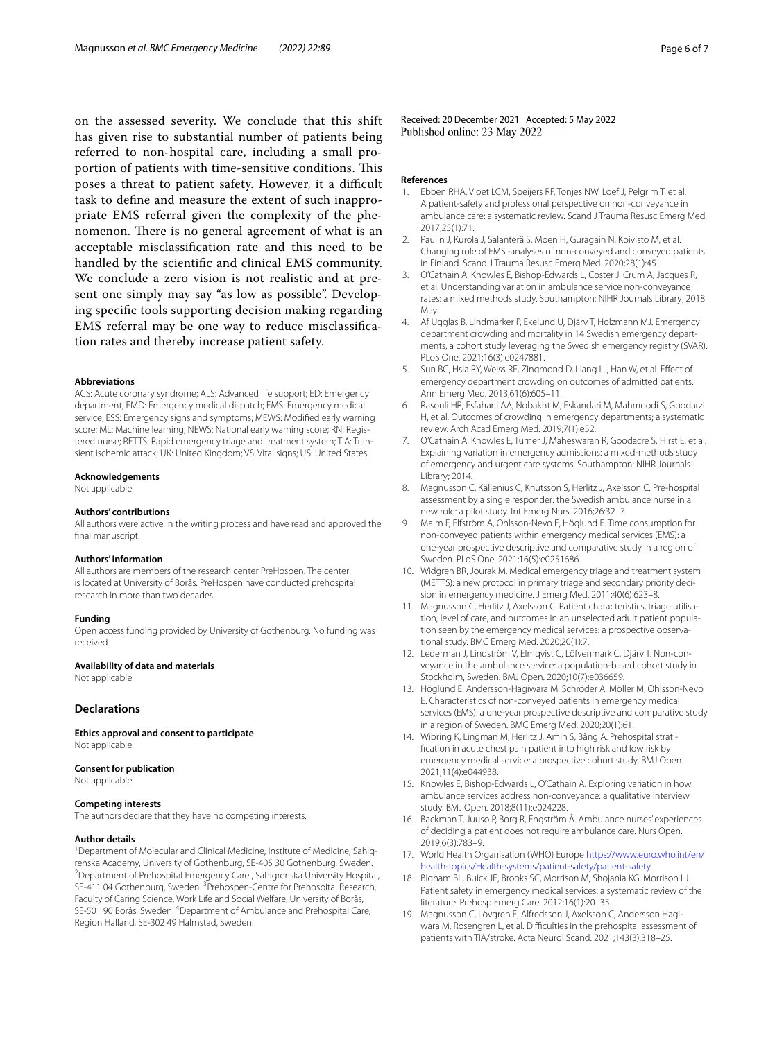on the assessed severity. We conclude that this shift has given rise to substantial number of patients being referred to non-hospital care, including a small proportion of patients with time-sensitive conditions. This poses a threat to patient safety. However, it a difficult task to define and measure the extent of such inappropriate EMS referral given the complexity of the phenomenon. There is no general agreement of what is an acceptable misclassification rate and this need to be handled by the scientific and clinical EMS community. We conclude a zero vision is not realistic and at present one simply may say "as low as possible". Developing specific tools supporting decision making regarding EMS referral may be one way to reduce misclassification rates and thereby increase patient safety.

#### Abbreviations

ACS: Acute coronary syndrome; ALS: Advanced life support; ED: Emergency department; EMD: Emergency medical dispatch; EMS: Emergency medical service; ESS: Emergency signs and symptoms; MEWS: Modified early warning score; ML: Machine learning; NEWS: National early warning score; RN: Registered nurse; RETTS: Rapid emergency triage and treatment system; TIA: Transient ischemic attack; UK: United Kingdom; VS: Vital signs; US: United States.

#### Acknowledgements

Not applicable.

#### Authors' contributions

All authors were active in the writing process and have read and approved the final manuscript.

#### Authors' information

All authors are members of the research center PreHospen. The center is located at University of Borås. PreHospen have conducted prehospital research in more than two decades.

#### Funding

Open access funding provided by University of Gothenburg. No funding was received.

#### Availability of data and materials

Not applicable.

## Declarations

#### Ethics approval and consent to participate

Not applicable.

#### Consent for publication

Not applicable.

#### Competing interests

The authors declare that they have no competing interests.

#### Author details

[1]Department of Molecular and Clinical Medicine, Institute of Medicine, Sahlgrenska Academy, University of Gothenburg, SE-405 30 Gothenburg, Sweden. [2]Department of Prehospital Emergency Care , Sahlgrenska University Hospital, SE-411 04 Gothenburg, Sweden. [3]Prehospen-Centre for Prehospital Research, Faculty of Caring Science, Work Life and Social Welfare, University of Borås, SE-501 90 Borås, Sweden. [4]Department of Ambulance and Prehospital Care, Region Halland, SE-302 49 Halmstad, Sweden.

Received: 20 December 2021 Accepted: 5 May 2022
Published online: 23 May 2022

#### References

1. Ebben RHA, Vloet LCM, Speijers RF, Tonjes NW, Loef J, Pelgrim T, et al. A patient-safety and professional perspective on non-conveyance in ambulance care: a systematic review. Scand J Trauma Resusc Emerg Med. 2017;25(1):71.
2. Paulin J, Kurola J, Salanterä S, Moen H, Guragain N, Koivisto M, et al. Changing role of EMS -analyses of non-conveyed and conveyed patients in Finland. Scand J Trauma Resusc Emerg Med. 2020;28(1):45.
3. O'Cathain A, Knowles E, Bishop-Edwards L, Coster J, Crum A, Jacques R, et al. Understanding variation in ambulance service non-conveyance rates: a mixed methods study. Southampton: NIHR Journals Library; 2018 May.
4. Af Ugglas B, Lindmarker P, Ekelund U, Djärv T, Holzmann MJ. Emergency department crowding and mortality in 14 Swedish emergency departments, a cohort study leveraging the Swedish emergency registry (SVAR). PLoS One. 2021;16(3):e0247881.
5. Sun BC, Hsia RY, Weiss RE, Zingmond D, Liang LJ, Han W, et al. Effect of emergency department crowding on outcomes of admitted patients. Ann Emerg Med. 2013;61(6):605–11.
6. Rasouli HR, Esfahani AA, Nobakht M, Eskandari M, Mahmoodi S, Goodarzi H, et al. Outcomes of crowding in emergency departments; a systematic review. Arch Acad Emerg Med. 2019;7(1):e52.
7. O'Cathain A, Knowles E, Turner J, Maheswaran R, Goodacre S, Hirst E, et al. Explaining variation in emergency admissions: a mixed-methods study of emergency and urgent care systems. Southampton: NIHR Journals Library; 2014.
8. Magnusson C, Källenius C, Knutsson S, Herlitz J, Axelsson C. Pre-hospital assessment by a single responder: the Swedish ambulance nurse in a new role: a pilot study. Int Emerg Nurs. 2016;26:32–7.
9. Malm F, Elfström A, Ohlsson-Nevo E, Höglund E. Time consumption for non-conveyed patients within emergency medical services (EMS): a one-year prospective descriptive and comparative study in a region of Sweden. PLoS One. 2021;16(5):e0251686.
10. Widgren BR, Jourak M. Medical emergency triage and treatment system (METTS): a new protocol in primary triage and secondary priority decision in emergency medicine. J Emerg Med. 2011;40(6):623–8.
11. Magnusson C, Herlitz J, Axelsson C. Patient characteristics, triage utilisation, level of care, and outcomes in an unselected adult patient population seen by the emergency medical services: a prospective observational study. BMC Emerg Med. 2020;20(1):7.
12. Lederman J, Lindström V, Elmqvist C, Löfvenmark C, Djärv T. Non-conveyance in the ambulance service: a population-based cohort study in Stockholm, Sweden. BMJ Open. 2020;10(7):e036659.
13. Höglund E, Andersson-Hagiwara M, Schröder A, Möller M, Ohlsson-Nevo E. Characteristics of non-conveyed patients in emergency medical services (EMS): a one-year prospective descriptive and comparative study in a region of Sweden. BMC Emerg Med. 2020;20(1):61.
14. Wibring K, Lingman M, Herlitz J, Amin S, Bång A. Prehospital stratification in acute chest pain patient into high risk and low risk by emergency medical service: a prospective cohort study. BMJ Open. 2021;11(4):e044938.
15. Knowles E, Bishop-Edwards L, O'Cathain A. Exploring variation in how ambulance services address non-conveyance: a qualitative interview study. BMJ Open. 2018;8(11):e024228.
16. Backman T, Juuso P, Borg R, Engström Å. Ambulance nurses' experiences of deciding a patient does not require ambulance care. Nurs Open. 2019;6(3):783–9.
17. World Health Organisation (WHO) Europe https://www.euro.who.int/en/health-topics/Health-systems/patient-safety/patient-safety.
18. Bigham BL, Buick JE, Brooks SC, Morrison M, Shojania KG, Morrison LJ. Patient safety in emergency medical services: a systematic review of the literature. Prehosp Emerg Care. 2012;16(1):20–35.
19. Magnusson C, Lövgren E, Alfredsson J, Axelsson C, Andersson Hagiwara M, Rosengren L, et al. Difficulties in the prehospital assessment of patients with TIA/stroke. Acta Neurol Scand. 2021;143(3):318–25.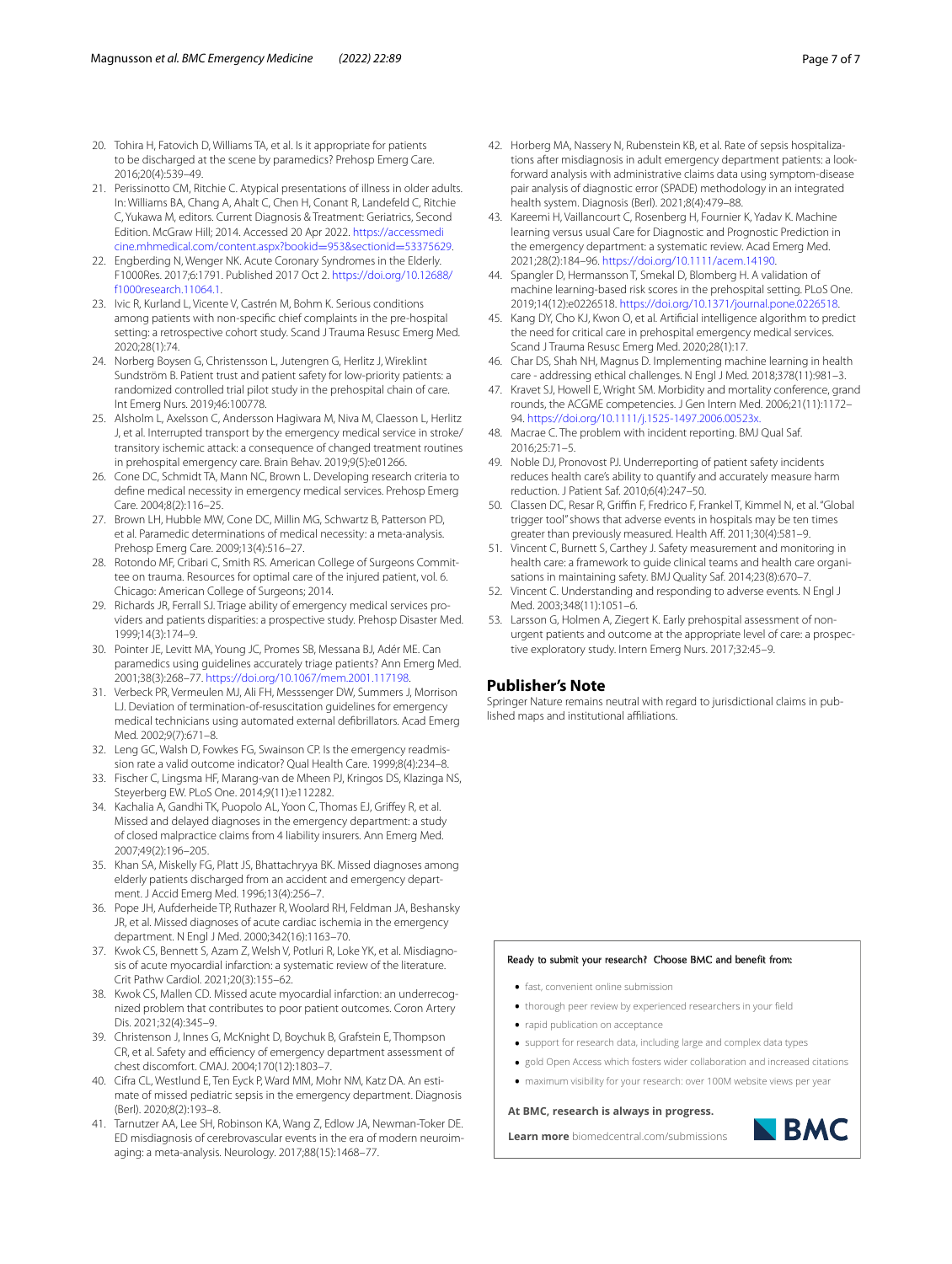20. Tohira H, Fatovich D, Williams TA, et al. Is it appropriate for patients to be discharged at the scene by paramedics? Prehosp Emerg Care. 2016;20(4):539–49.
21. Perissinotto CM, Ritchie C. Atypical presentations of illness in older adults. In: Williams BA, Chang A, Ahalt C, Chen H, Conant R, Landefeld C, Ritchie C, Yukawa M, editors. Current Diagnosis & Treatment: Geriatrics, Second Edition. McGraw Hill; 2014. Accessed 20 Apr 2022. https://accessmedicine.mhmedical.com/content.aspx?bookid=953&sectionid=53375629.
22. Engberding N, Wenger NK. Acute Coronary Syndromes in the Elderly. F1000Res. 2017;6:1791. Published 2017 Oct 2. https://doi.org/10.12688/f1000research.11064.1.
23. Ivic R, Kurland L, Vicente V, Castrén M, Bohm K. Serious conditions among patients with non-specific chief complaints in the pre-hospital setting: a retrospective cohort study. Scand J Trauma Resusc Emerg Med. 2020;28(1):74.
24. Norberg Boysen G, Christensson L, Jutengren G, Herlitz J, Wireklint Sundström B. Patient trust and patient safety for low-priority patients: a randomized controlled trial pilot study in the prehospital chain of care. Int Emerg Nurs. 2019;46:100778.
25. Alsholm L, Axelsson C, Andersson Hagiwara M, Niva M, Claesson L, Herlitz J, et al. Interrupted transport by the emergency medical service in stroke/transitory ischemic attack: a consequence of changed treatment routines in prehospital emergency care. Brain Behav. 2019;9(5):e01266.
26. Cone DC, Schmidt TA, Mann NC, Brown L. Developing research criteria to define medical necessity in emergency medical services. Prehosp Emerg Care. 2004;8(2):116–25.
27. Brown LH, Hubble MW, Cone DC, Millin MG, Schwartz B, Patterson PD, et al. Paramedic determinations of medical necessity: a meta-analysis. Prehosp Emerg Care. 2009;13(4):516–27.
28. Rotondo MF, Cribari C, Smith RS. American College of Surgeons Committee on trauma. Resources for optimal care of the injured patient, vol. 6. Chicago: American College of Surgeons; 2014.
29. Richards JR, Ferrall SJ. Triage ability of emergency medical services providers and patients disparities: a prospective study. Prehosp Disaster Med. 1999;14(3):174–9.
30. Pointer JE, Levitt MA, Young JC, Promes SB, Messana BJ, Adér ME. Can paramedics using guidelines accurately triage patients? Ann Emerg Med. 2001;38(3):268–77. https://doi.org/10.1067/mem.2001.117198.
31. Verbeck PR, Vermeulen MJ, Ali FH, Messsenger DW, Summers J, Morrison LJ. Deviation of termination-of-resuscitation guidelines for emergency medical technicians using automated external defibrillators. Acad Emerg Med. 2002;9(7):671–8.
32. Leng GC, Walsh D, Fowkes FG, Swainson CP. Is the emergency readmission rate a valid outcome indicator? Qual Health Care. 1999;8(4):234–8.
33. Fischer C, Lingsma HF, Marang-van de Mheen PJ, Kringos DS, Klazinga NS, Steyerberg EW. PLoS One. 2014;9(11):e112282.
34. Kachalia A, Gandhi TK, Puopolo AL, Yoon C, Thomas EJ, Griffey R, et al. Missed and delayed diagnoses in the emergency department: a study of closed malpractice claims from 4 liability insurers. Ann Emerg Med. 2007;49(2):196–205.
35. Khan SA, Miskelly FG, Platt JS, Bhattachryya BK. Missed diagnoses among elderly patients discharged from an accident and emergency department. J Accid Emerg Med. 1996;13(4):256–7.
36. Pope JH, Aufderheide TP, Ruthazer R, Woolard RH, Feldman JA, Beshansky JR, et al. Missed diagnoses of acute cardiac ischemia in the emergency department. N Engl J Med. 2000;342(16):1163–70.
37. Kwok CS, Bennett S, Azam Z, Welsh V, Potluri R, Loke YK, et al. Misdiagnosis of acute myocardial infarction: a systematic review of the literature. Crit Pathw Cardiol. 2021;20(3):155–62.
38. Kwok CS, Mallen CD. Missed acute myocardial infarction: an underrecognized problem that contributes to poor patient outcomes. Coron Artery Dis. 2021;32(4):345–9.
39. Christenson J, Innes G, McKnight D, Boychuk B, Grafstein E, Thompson CR, et al. Safety and efficiency of emergency department assessment of chest discomfort. CMAJ. 2004;170(12):1803–7.
40. Cifra CL, Westlund E, Ten Eyck P, Ward MM, Mohr NM, Katz DA. An estimate of missed pediatric sepsis in the emergency department. Diagnosis (Berl). 2020;8(2):193–8.
41. Tarnutzer AA, Lee SH, Robinson KA, Wang Z, Edlow JA, Newman-Toker DE. ED misdiagnosis of cerebrovascular events in the era of modern neuroimaging: a meta-analysis. Neurology. 2017;88(15):1468–77.
42. Horberg MA, Nassery N, Rubenstein KB, et al. Rate of sepsis hospitalizations after misdiagnosis in adult emergency department patients: a look-forward analysis with administrative claims data using symptom-disease pair analysis of diagnostic error (SPADE) methodology in an integrated health system. Diagnosis (Berl). 2021;8(4):479–88.
43. Kareemi H, Vaillancourt C, Rosenberg H, Fournier K, Yadav K. Machine learning versus usual Care for Diagnostic and Prognostic Prediction in the emergency department: a systematic review. Acad Emerg Med. 2021;28(2):184–96. https://doi.org/10.1111/acem.14190.
44. Spangler D, Hermansson T, Smekal D, Blomberg H. A validation of machine learning-based risk scores in the prehospital setting. PLoS One. 2019;14(12):e0226518. https://doi.org/10.1371/journal.pone.0226518.
45. Kang DY, Cho KJ, Kwon O, et al. Artificial intelligence algorithm to predict the need for critical care in prehospital emergency medical services. Scand J Trauma Resusc Emerg Med. 2020;28(1):17.
46. Char DS, Shah NH, Magnus D. Implementing machine learning in health care - addressing ethical challenges. N Engl J Med. 2018;378(11):981–3.
47. Kravet SJ, Howell E, Wright SM. Morbidity and mortality conference, grand rounds, the ACGME competencies. J Gen Intern Med. 2006;21(11):1172–94. https://doi.org/10.1111/j.1525-1497.2006.00523x.
48. Macrae C. The problem with incident reporting. BMJ Qual Saf. 2016;25:71–5.
49. Noble DJ, Pronovost PJ. Underreporting of patient safety incidents reduces health care's ability to quantify and accurately measure harm reduction. J Patient Saf. 2010;6(4):247–50.
50. Classen DC, Resar R, Griffin F, Fredrico F, Frankel T, Kimmel N, et al. "Global trigger tool" shows that adverse events in hospitals may be ten times greater than previously measured. Health Aff. 2011;30(4):581–9.
51. Vincent C, Burnett S, Carthey J. Safety measurement and monitoring in health care: a framework to guide clinical teams and health care organisations in maintaining safety. BMJ Quality Saf. 2014;23(8):670–7.
52. Vincent C. Understanding and responding to adverse events. N Engl J Med. 2003;348(11):1051–6.
53. Larsson G, Holmen A, Ziegert K. Early prehospital assessment of non-urgent patients and outcome at the appropriate level of care: a prospective exploratory study. Intern Emerg Nurs. 2017;32:45–9.

## Publisher's Note

Springer Nature remains neutral with regard to jurisdictional claims in published maps and institutional affiliations.

Ready to submit your research? Choose BMC and benefit from:

- fast, convenient online submission
- thorough peer review by experienced researchers in your field
- rapid publication on acceptance
- support for research data, including large and complex data types
- gold Open Access which fosters wider collaboration and increased citations
- maximum visibility for your research: over 100M website views per year

**At BMC, research is always in progress.**

**Learn more** biomedcentral.com/submissions

BMC